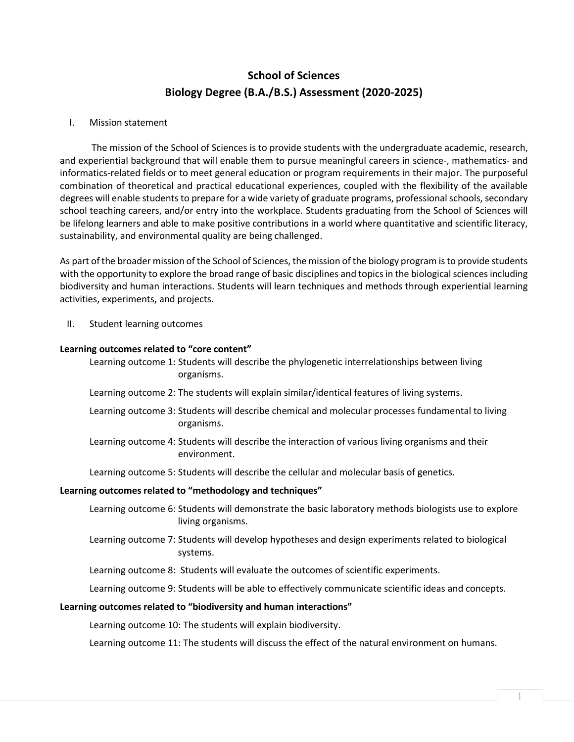# School of Sciences
# Biology Degree (B.A./B.S.) Assessment (2020-2025)

## I. Mission statement

The mission of the School of Sciences is to provide students with the undergraduate academic, research, and experiential background that will enable them to pursue meaningful careers in science-, mathematics- and informatics-related fields or to meet general education or program requirements in their major. The purposeful combination of theoretical and practical educational experiences, coupled with the flexibility of the available degrees will enable students to prepare for a wide variety of graduate programs, professional schools, secondary school teaching careers, and/or entry into the workplace. Students graduating from the School of Sciences will be lifelong learners and able to make positive contributions in a world where quantitative and scientific literacy, sustainability, and environmental quality are being challenged.

As part of the broader mission of the School of Sciences, the mission of the biology program is to provide students with the opportunity to explore the broad range of basic disciplines and topics in the biological sciences including biodiversity and human interactions. Students will learn techniques and methods through experiential learning activities, experiments, and projects.

## II. Student learning outcomes

**Learning outcomes related to "core content"**

Learning outcome 1: Students will describe the phylogenetic interrelationships between living organisms.

Learning outcome 2: The students will explain similar/identical features of living systems.

Learning outcome 3: Students will describe chemical and molecular processes fundamental to living organisms.

Learning outcome 4: Students will describe the interaction of various living organisms and their environment.

Learning outcome 5: Students will describe the cellular and molecular basis of genetics.

**Learning outcomes related to "methodology and techniques"**

Learning outcome 6: Students will demonstrate the basic laboratory methods biologists use to explore living organisms.

Learning outcome 7: Students will develop hypotheses and design experiments related to biological systems.

Learning outcome 8: Students will evaluate the outcomes of scientific experiments.

Learning outcome 9: Students will be able to effectively communicate scientific ideas and concepts.

**Learning outcomes related to "biodiversity and human interactions"**

Learning outcome 10: The students will explain biodiversity.

Learning outcome 11: The students will discuss the effect of the natural environment on humans.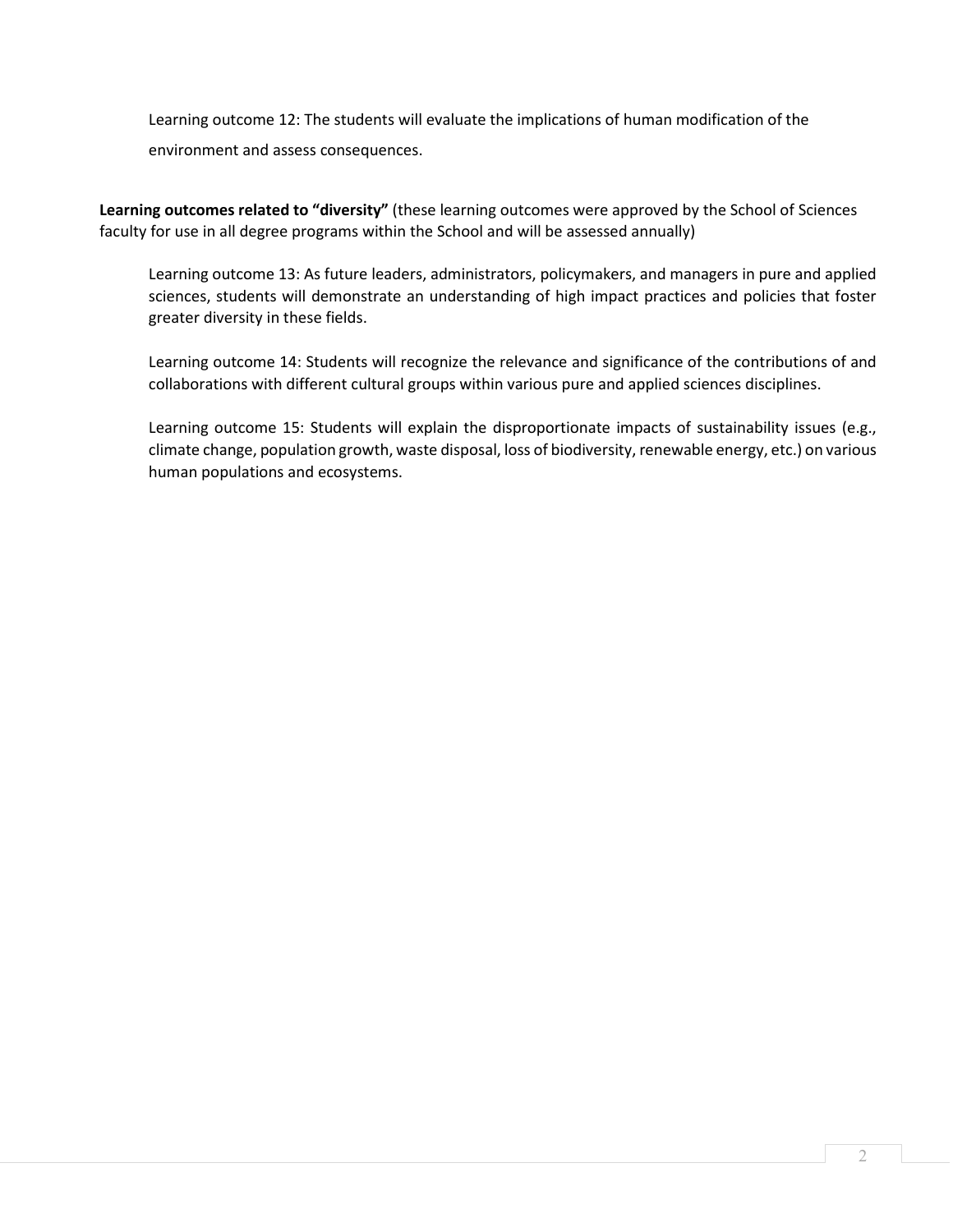Learning outcome 12: The students will evaluate the implications of human modification of the environment and assess consequences.

**Learning outcomes related to "diversity"** (these learning outcomes were approved by the School of Sciences faculty for use in all degree programs within the School and will be assessed annually)

Learning outcome 13: As future leaders, administrators, policymakers, and managers in pure and applied sciences, students will demonstrate an understanding of high impact practices and policies that foster greater diversity in these fields.

Learning outcome 14: Students will recognize the relevance and significance of the contributions of and collaborations with different cultural groups within various pure and applied sciences disciplines.

Learning outcome 15: Students will explain the disproportionate impacts of sustainability issues (e.g., climate change, population growth, waste disposal, loss of biodiversity, renewable energy, etc.) on various human populations and ecosystems.